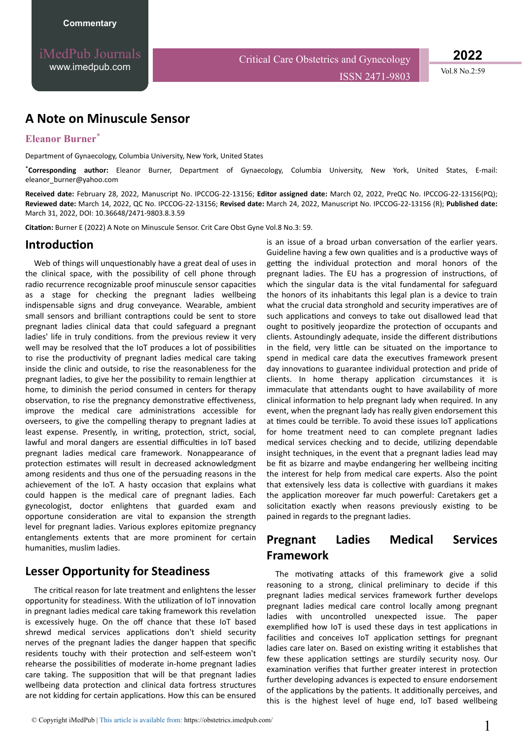Commentary

# A Note on Minuscule Sensor

**Eleanor Burner***

Department of Gynaecology, Columbia University, New York, United States

***Corresponding author:** Eleanor Burner, Department of Gynaecology, Columbia University, New York, United States, E-mail: eleanor_burner@yahoo.com

**Received date:** February 28, 2022, Manuscript No. IPCCOG-22-13156; **Editor assigned date:** March 02, 2022, PreQC No. IPCCOG-22-13156(PQ); **Reviewed date:** March 14, 2022, QC No. IPCCOG-22-13156; **Revised date:** March 24, 2022, Manuscript No. IPCCOG-22-13156 (R); **Published date:** March 31, 2022, DOI: 10.36648/2471-9803.8.3.59

**Citation:** Burner E (2022) A Note on Minuscule Sensor. Crit Care Obst Gyne Vol.8 No.3: 59.

## Introduction

Web of things will unquestionably have a great deal of uses in the clinical space, with the possibility of cell phone through radio recurrence recognizable proof minuscule sensor capacities as a stage for checking the pregnant ladies wellbeing indispensable signs and drug conveyance. Wearable, ambient small sensors and brilliant contraptions could be sent to store pregnant ladies clinical data that could safeguard a pregnant ladies' life in truly conditions. from the previous review it very well may be resolved that the IoT produces a lot of possibilities to rise the productivity of pregnant ladies medical care taking inside the clinic and outside, to rise the reasonableness for the pregnant ladies, to give her the possibility to remain lengthier at home, to diminish the period consumed in centers for therapy observation, to rise the pregnancy demonstrative effectiveness, improve the medical care administrations accessible for overseers, to give the compelling therapy to pregnant ladies at least expense. Presently, in writing, protection, strict, social, lawful and moral dangers are essential difficulties in IoT based pregnant ladies medical care framework. Nonappearance of protection estimates will result in decreased acknowledgment among residents and thus one of the persuading reasons in the achievement of the IoT. A hasty occasion that explains what could happen is the medical care of pregnant ladies. Each gynecologist, doctor enlightens that guarded exam and opportune consideration are vital to expansion the strength level for pregnant ladies. Various explores epitomize pregnancy entanglements extents that are more prominent for certain humanities, muslim ladies.

## Lesser Opportunity for Steadiness

The critical reason for late treatment and enlightens the lesser opportunity for steadiness. With the utilization of IoT innovation in pregnant ladies medical care taking framework this revelation is excessively huge. On the off chance that these IoT based shrewd medical services applications don't shield security nerves of the pregnant ladies the danger happen that specific residents touchy with their protection and self-esteem won't rehearse the possibilities of moderate in-home pregnant ladies care taking. The supposition that will be that pregnant ladies wellbeing data protection and clinical data fortress structures are not kidding for certain applications. How this can be ensured is an issue of a broad urban conversation of the earlier years. Guideline having a few own qualities and is a productive ways of getting the individual protection and moral honors of the pregnant ladies. The EU has a progression of instructions, of which the singular data is the vital fundamental for safeguard the honors of its inhabitants this legal plan is a device to train what the crucial data stronghold and security imperatives are of such applications and conveys to take out disallowed lead that ought to positively jeopardize the protection of occupants and clients. Astoundingly adequate, inside the different distributions in the field, very little can be situated on the importance to spend in medical care data the executives framework present day innovations to guarantee individual protection and pride of clients. In home therapy application circumstances it is immaculate that attendants ought to have availability of more clinical information to help pregnant lady when required. In any event, when the pregnant lady has really given endorsement this at times could be terrible. To avoid these issues IoT applications for home treatment need to can complete pregnant ladies medical services checking and to decide, utilizing dependable insight techniques, in the event that a pregnant ladies lead may be fit as bizarre and maybe endangering her wellbeing inciting the interest for help from medical care experts. Also the point that extensively less data is collective with guardians it makes the application moreover far much powerful: Caretakers get a solicitation exactly when reasons previously existing to be pained in regards to the pregnant ladies.

## Pregnant Ladies Medical Services Framework

The motivating attacks of this framework give a solid reasoning to a strong, clinical preliminary to decide if this pregnant ladies medical services framework further develops pregnant ladies medical care control locally among pregnant ladies with uncontrolled unexpected issue. The paper exemplified how IoT is used these days in test applications in facilities and conceives IoT application settings for pregnant ladies care later on. Based on existing writing it establishes that few these application settings are sturdily security nosy. Our examination verifies that further greater interest in protection further developing advances is expected to ensure endorsement of the applications by the patients. It additionally perceives, and this is the highest level of huge end, IoT based wellbeing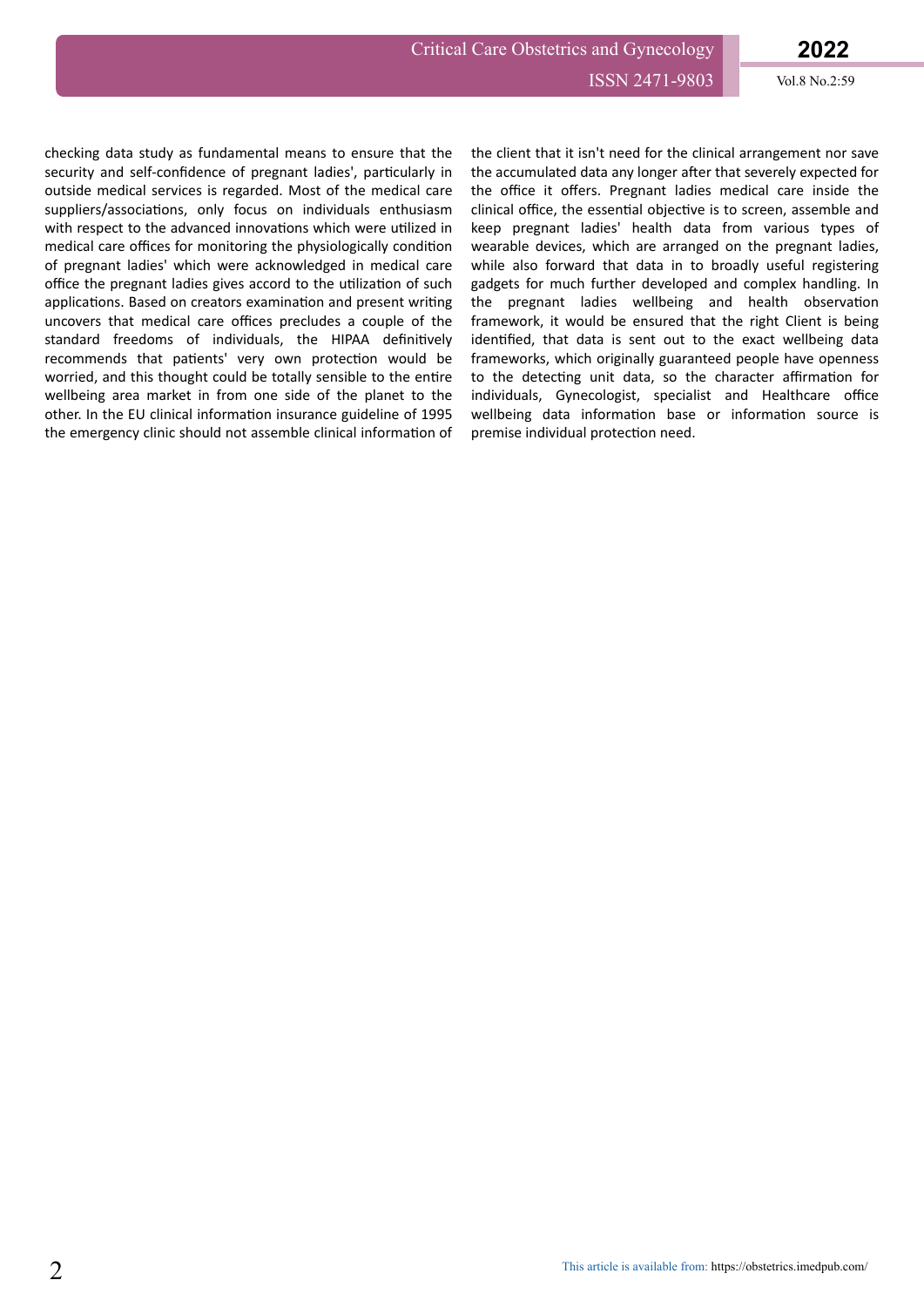checking data study as fundamental means to ensure that the security and self-confidence of pregnant ladies', particularly in outside medical services is regarded. Most of the medical care suppliers/associations, only focus on individuals enthusiasm with respect to the advanced innovations which were utilized in medical care offices for monitoring the physiologically condition of pregnant ladies' which were acknowledged in medical care office the pregnant ladies gives accord to the utilization of such applications. Based on creators examination and present writing uncovers that medical care offices precludes a couple of the standard freedoms of individuals, the HIPAA definitively recommends that patients' very own protection would be worried, and this thought could be totally sensible to the entire wellbeing area market in from one side of the planet to the other. In the EU clinical information insurance guideline of 1995 the emergency clinic should not assemble clinical information of the client that it isn't need for the clinical arrangement nor save the accumulated data any longer after that severely expected for the office it offers. Pregnant ladies medical care inside the clinical office, the essential objective is to screen, assemble and keep pregnant ladies' health data from various types of wearable devices, which are arranged on the pregnant ladies, while also forward that data in to broadly useful registering gadgets for much further developed and complex handling. In the pregnant ladies wellbeing and health observation framework, it would be ensured that the right Client is being identified, that data is sent out to the exact wellbeing data frameworks, which originally guaranteed people have openness to the detecting unit data, so the character affirmation for individuals, Gynecologist, specialist and Healthcare office wellbeing data information base or information source is premise individual protection need.